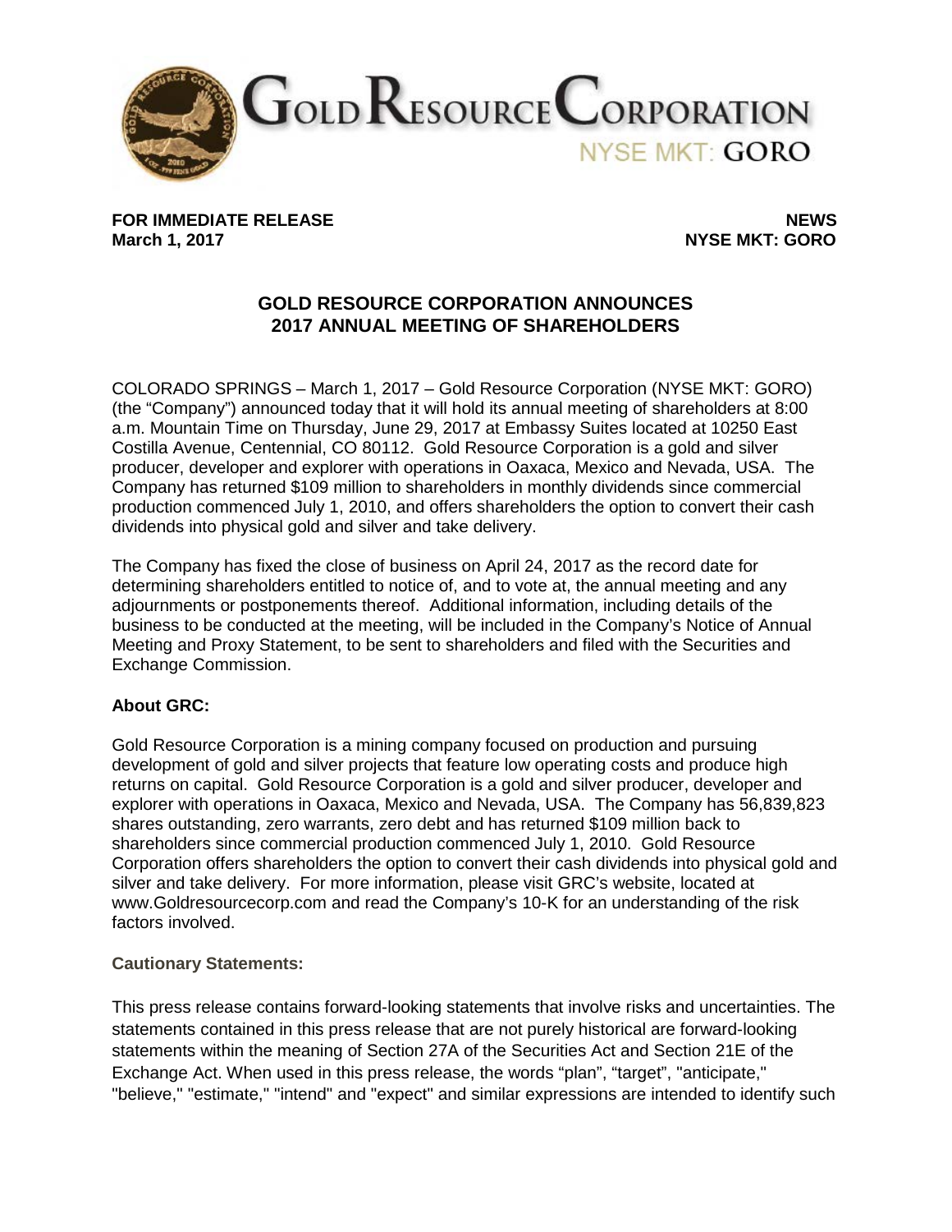**Gold Resource Corporation**

NYSE MKT: GORO

**FOR IMMEDIATE RELEASE** **NEWS**
**March 1, 2017** **NYSE MKT: GORO**

# GOLD RESOURCE CORPORATION ANNOUNCES 2017 ANNUAL MEETING OF SHAREHOLDERS

COLORADO SPRINGS – March 1, 2017 – Gold Resource Corporation (NYSE MKT: GORO) (the "Company") announced today that it will hold its annual meeting of shareholders at 8:00 a.m. Mountain Time on Thursday, June 29, 2017 at Embassy Suites located at 10250 East Costilla Avenue, Centennial, CO 80112. Gold Resource Corporation is a gold and silver producer, developer and explorer with operations in Oaxaca, Mexico and Nevada, USA. The Company has returned $109 million to shareholders in monthly dividends since commercial production commenced July 1, 2010, and offers shareholders the option to convert their cash dividends into physical gold and silver and take delivery.

The Company has fixed the close of business on April 24, 2017 as the record date for determining shareholders entitled to notice of, and to vote at, the annual meeting and any adjournments or postponements thereof. Additional information, including details of the business to be conducted at the meeting, will be included in the Company's Notice of Annual Meeting and Proxy Statement, to be sent to shareholders and filed with the Securities and Exchange Commission.

**About GRC:**

Gold Resource Corporation is a mining company focused on production and pursuing development of gold and silver projects that feature low operating costs and produce high returns on capital. Gold Resource Corporation is a gold and silver producer, developer and explorer with operations in Oaxaca, Mexico and Nevada, USA. The Company has 56,839,823 shares outstanding, zero warrants, zero debt and has returned $109 million back to shareholders since commercial production commenced July 1, 2010. Gold Resource Corporation offers shareholders the option to convert their cash dividends into physical gold and silver and take delivery. For more information, please visit GRC's website, located at www.Goldresourcecorp.com and read the Company's 10-K for an understanding of the risk factors involved.

**Cautionary Statements:**

This press release contains forward-looking statements that involve risks and uncertainties. The statements contained in this press release that are not purely historical are forward-looking statements within the meaning of Section 27A of the Securities Act and Section 21E of the Exchange Act. When used in this press release, the words "plan", "target", "anticipate," "believe," "estimate," "intend" and "expect" and similar expressions are intended to identify such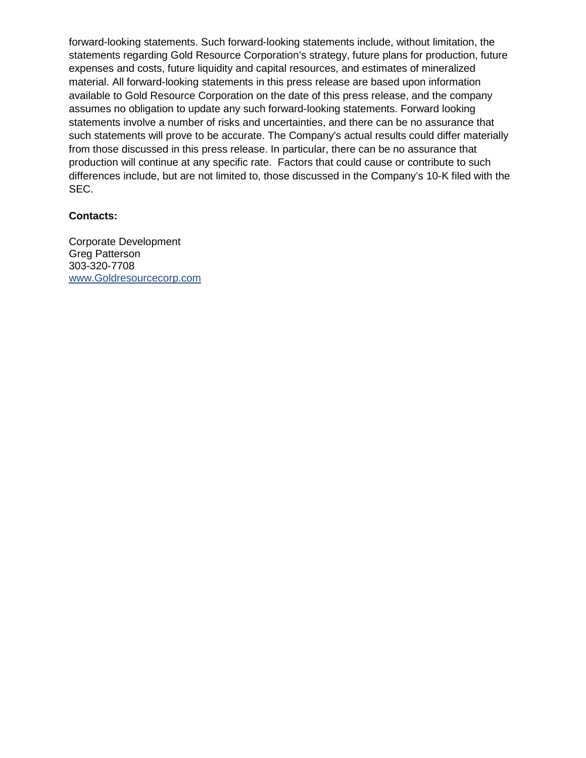forward-looking statements. Such forward-looking statements include, without limitation, the statements regarding Gold Resource Corporation's strategy, future plans for production, future expenses and costs, future liquidity and capital resources, and estimates of mineralized material. All forward-looking statements in this press release are based upon information available to Gold Resource Corporation on the date of this press release, and the company assumes no obligation to update any such forward-looking statements. Forward looking statements involve a number of risks and uncertainties, and there can be no assurance that such statements will prove to be accurate. The Company's actual results could differ materially from those discussed in this press release. In particular, there can be no assurance that production will continue at any specific rate. Factors that could cause or contribute to such differences include, but are not limited to, those discussed in the Company's 10-K filed with the SEC.

**Contacts:**

Corporate Development
Greg Patterson
303-320-7708
www.Goldresourcecorp.com